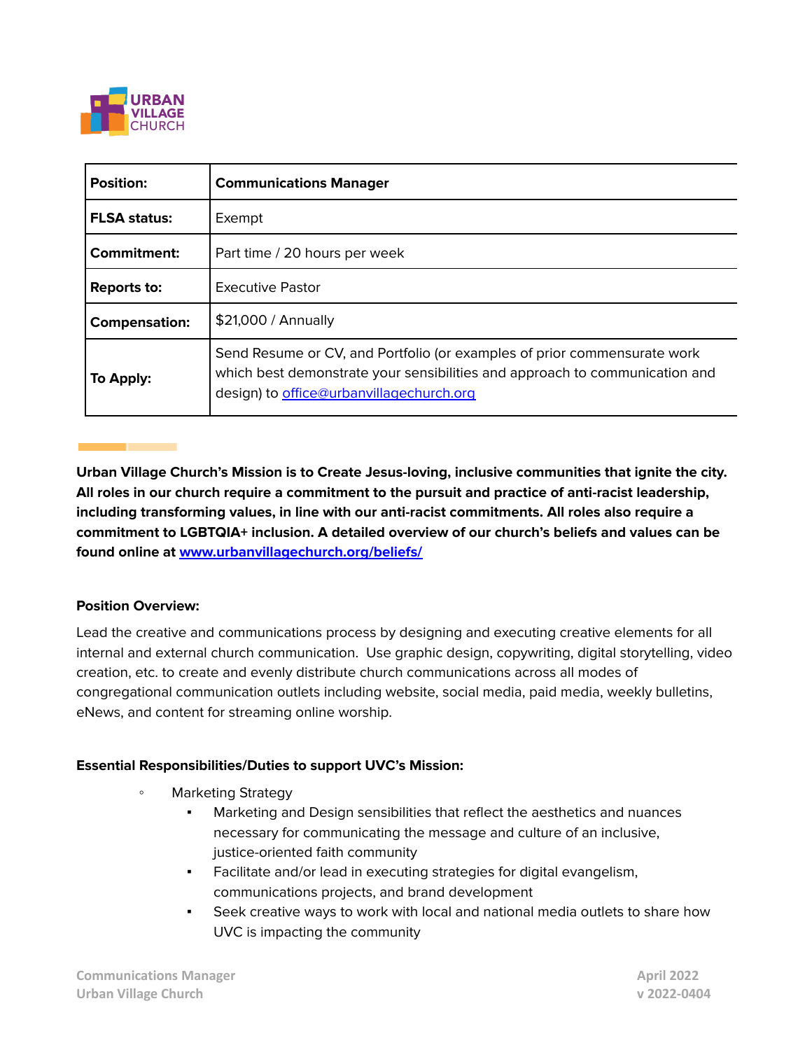URBAN VILLAGE CHURCH

| **Position:** | **Communications Manager** |
|---|---|
| **FLSA status:** | Exempt |
| **Commitment:** | Part time / 20 hours per week |
| **Reports to:** | Executive Pastor |
| **Compensation:** | $21,000 / Annually |
| **To Apply:** | Send Resume or CV, and Portfolio (or examples of prior commensurate work which best demonstrate your sensibilities and approach to communication and design) to office@urbanvillagechurch.org |

**Urban Village Church's Mission is to Create Jesus-loving, inclusive communities that ignite the city. All roles in our church require a commitment to the pursuit and practice of anti-racist leadership, including transforming values, in line with our anti-racist commitments. All roles also require a commitment to LGBTQIA+ inclusion. A detailed overview of our church's beliefs and values can be found online at [www.urbanvillagechurch.org/beliefs/](www.urbanvillagechurch.org/beliefs/)**

**Position Overview:**

Lead the creative and communications process by designing and executing creative elements for all internal and external church communication. Use graphic design, copywriting, digital storytelling, video creation, etc. to create and evenly distribute church communications across all modes of congregational communication outlets including website, social media, paid media, weekly bulletins, eNews, and content for streaming online worship.

**Essential Responsibilities/Duties to support UVC's Mission:**

- Marketing Strategy
  - Marketing and Design sensibilities that reflect the aesthetics and nuances necessary for communicating the message and culture of an inclusive, justice-oriented faith community
  - Facilitate and/or lead in executing strategies for digital evangelism, communications projects, and brand development
  - Seek creative ways to work with local and national media outlets to share how UVC is impacting the community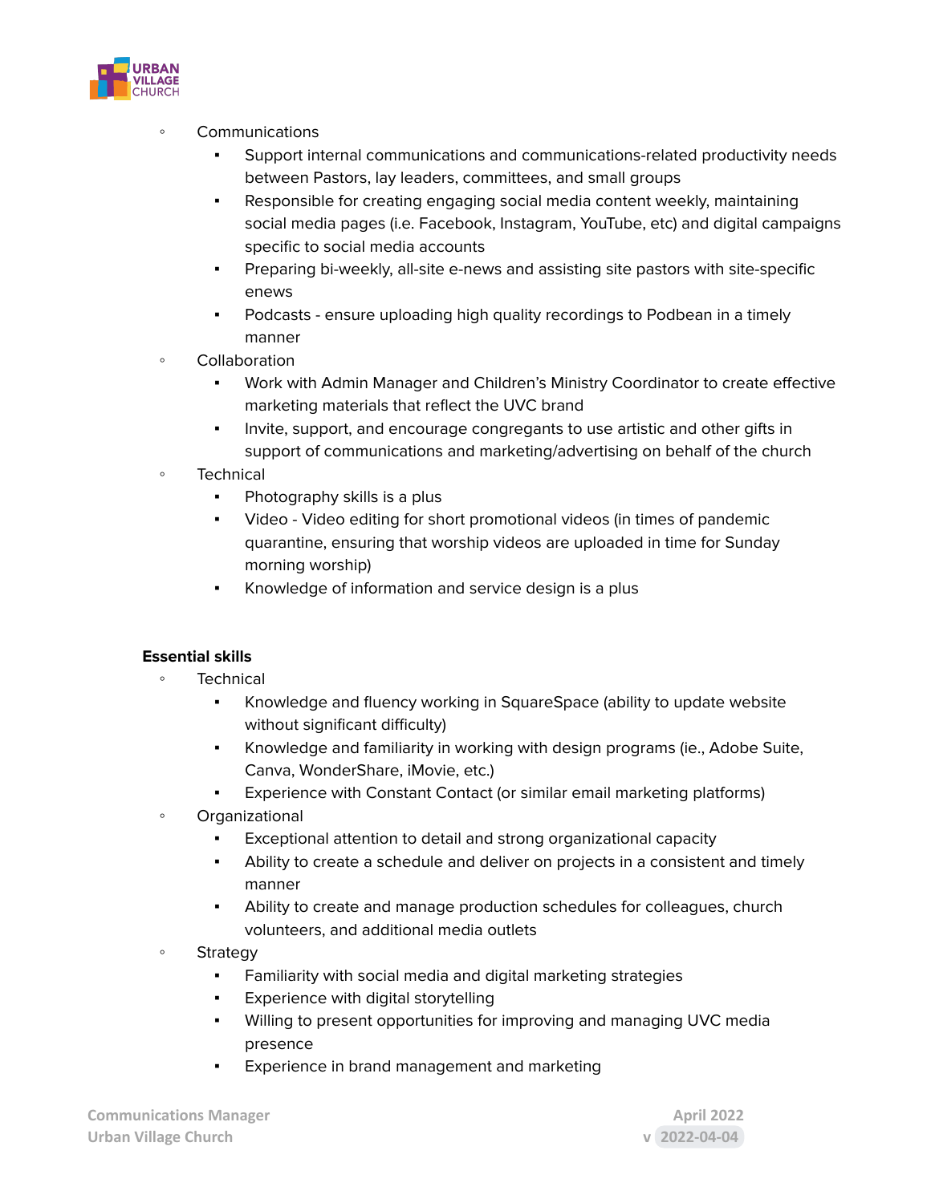- Communications
  - Support internal communications and communications-related productivity needs between Pastors, lay leaders, committees, and small groups
  - Responsible for creating engaging social media content weekly, maintaining social media pages (i.e. Facebook, Instagram, YouTube, etc) and digital campaigns specific to social media accounts
  - Preparing bi-weekly, all-site e-news and assisting site pastors with site-specific enews
  - Podcasts - ensure uploading high quality recordings to Podbean in a timely manner
- Collaboration
  - Work with Admin Manager and Children's Ministry Coordinator to create effective marketing materials that reflect the UVC brand
  - Invite, support, and encourage congregants to use artistic and other gifts in support of communications and marketing/advertising on behalf of the church
- Technical
  - Photography skills is a plus
  - Video - Video editing for short promotional videos (in times of pandemic quarantine, ensuring that worship videos are uploaded in time for Sunday morning worship)
  - Knowledge of information and service design is a plus

**Essential skills**

- Technical
  - Knowledge and fluency working in SquareSpace (ability to update website without significant difficulty)
  - Knowledge and familiarity in working with design programs (ie., Adobe Suite, Canva, WonderShare, iMovie, etc.)
  - Experience with Constant Contact (or similar email marketing platforms)
- Organizational
  - Exceptional attention to detail and strong organizational capacity
  - Ability to create a schedule and deliver on projects in a consistent and timely manner
  - Ability to create and manage production schedules for colleagues, church volunteers, and additional media outlets
- Strategy
  - Familiarity with social media and digital marketing strategies
  - Experience with digital storytelling
  - Willing to present opportunities for improving and managing UVC media presence
  - Experience in brand management and marketing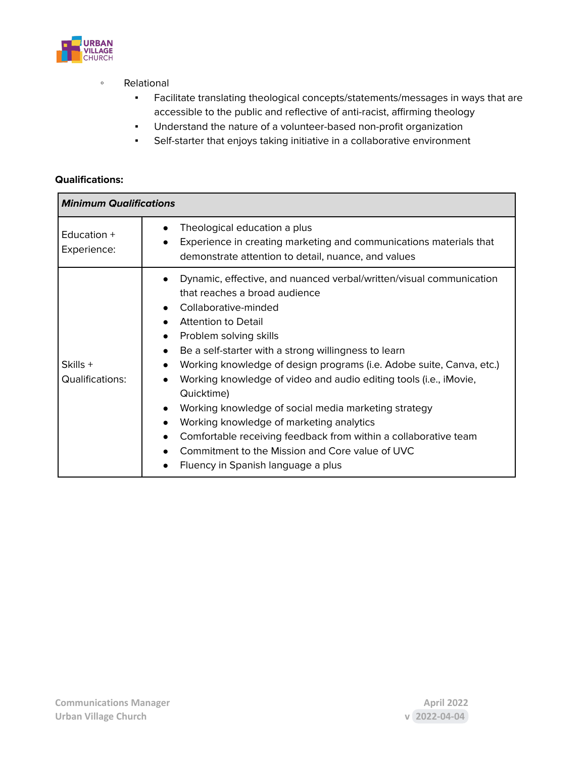- Relational
    - Facilitate translating theological concepts/statements/messages in ways that are accessible to the public and reflective of anti-racist, affirming theology
    - Understand the nature of a volunteer-based non-profit organization
    - Self-starter that enjoys taking initiative in a collaborative environment

**Qualifications:**

| ***Minimum Qualifications*** | |
|---|---|
| Education + Experience: | • Theological education a plus<br>• Experience in creating marketing and communications materials that demonstrate attention to detail, nuance, and values |
| Skills + Qualifications: | • Dynamic, effective, and nuanced verbal/written/visual communication that reaches a broad audience<br>• Collaborative-minded<br>• Attention to Detail<br>• Problem solving skills<br>• Be a self-starter with a strong willingness to learn<br>• Working knowledge of design programs (i.e. Adobe suite, Canva, etc.)<br>• Working knowledge of video and audio editing tools (i.e., iMovie, Quicktime)<br>• Working knowledge of social media marketing strategy<br>• Working knowledge of marketing analytics<br>• Comfortable receiving feedback from within a collaborative team<br>• Commitment to the Mission and Core value of UVC<br>• Fluency in Spanish language a plus |